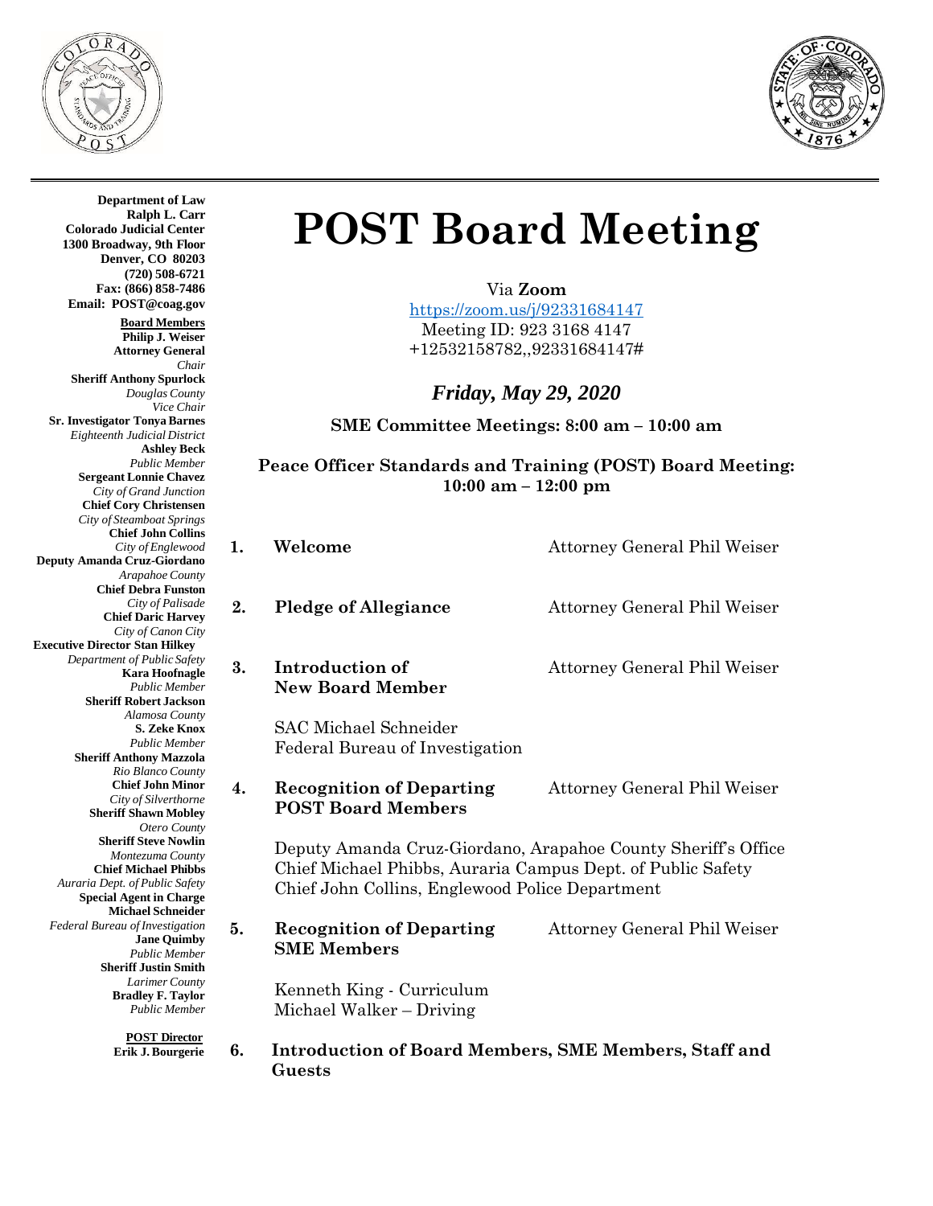**Department of Law**
**Ralph L. Carr**
**Colorado Judicial Center**
**1300 Broadway, 9th Floor**
**Denver, CO 80203**
**(720) 508-6721**
**Fax: (866) 858-7486**
**Email: POST@coag.gov**

**Board Members**

**Philip J. Weiser**
**Attorney General**
*Chair*

**Sheriff Anthony Spurlock**
*Douglas County*
*Vice Chair*

**Sr. Investigator Tonya Barnes**
*Eighteenth Judicial District*

**Ashley Beck**
*Public Member*

**Sergeant Lonnie Chavez**
*City of Grand Junction*

**Chief Cory Christensen**
*City of Steamboat Springs*

**Chief John Collins**
*City of Englewood*

**Deputy Amanda Cruz-Giordano**
*Arapahoe County*

**Chief Debra Funston**
*City of Palisade*

**Chief Daric Harvey**
*City of Canon City*

**Executive Director Stan Hilkey**
*Department of Public Safety*

**Kara Hoofnagle**
*Public Member*

**Sheriff Robert Jackson**
*Alamosa County*

**S. Zeke Knox**
*Public Member*

**Sheriff Anthony Mazzola**
*Rio Blanco County*

**Chief John Minor**
*City of Silverthorne*

**Sheriff Shawn Mobley**
*Otero County*

**Sheriff Steve Nowlin**
*Montezuma County*

**Chief Michael Phibbs**
*Auraria Dept. of Public Safety*

**Special Agent in Charge Michael Schneider**
*Federal Bureau of Investigation*

**Jane Quimby**
*Public Member*

**Sheriff Justin Smith**
*Larimer County*

**Bradley F. Taylor**
*Public Member*

**POST Director**
**Erik J. Bourgerie**

# POST Board Meeting

Via **Zoom**
https://zoom.us/j/92331684147
Meeting ID: 923 3168 4147
+12532158782,,92331684147#

***Friday, May 29, 2020***

**SME Committee Meetings: 8:00 am – 10:00 am**

**Peace Officer Standards and Training (POST) Board Meeting: 10:00 am – 12:00 pm**

1. **Welcome** — Attorney General Phil Weiser

2. **Pledge of Allegiance** — Attorney General Phil Weiser

3. **Introduction of New Board Member** — Attorney General Phil Weiser

   SAC Michael Schneider
   Federal Bureau of Investigation

4. **Recognition of Departing POST Board Members** — Attorney General Phil Weiser

   Deputy Amanda Cruz-Giordano, Arapahoe County Sheriff's Office
   Chief Michael Phibbs, Auraria Campus Dept. of Public Safety
   Chief John Collins, Englewood Police Department

5. **Recognition of Departing SME Members** — Attorney General Phil Weiser

   Kenneth King - Curriculum
   Michael Walker – Driving

6. **Introduction of Board Members, SME Members, Staff and Guests**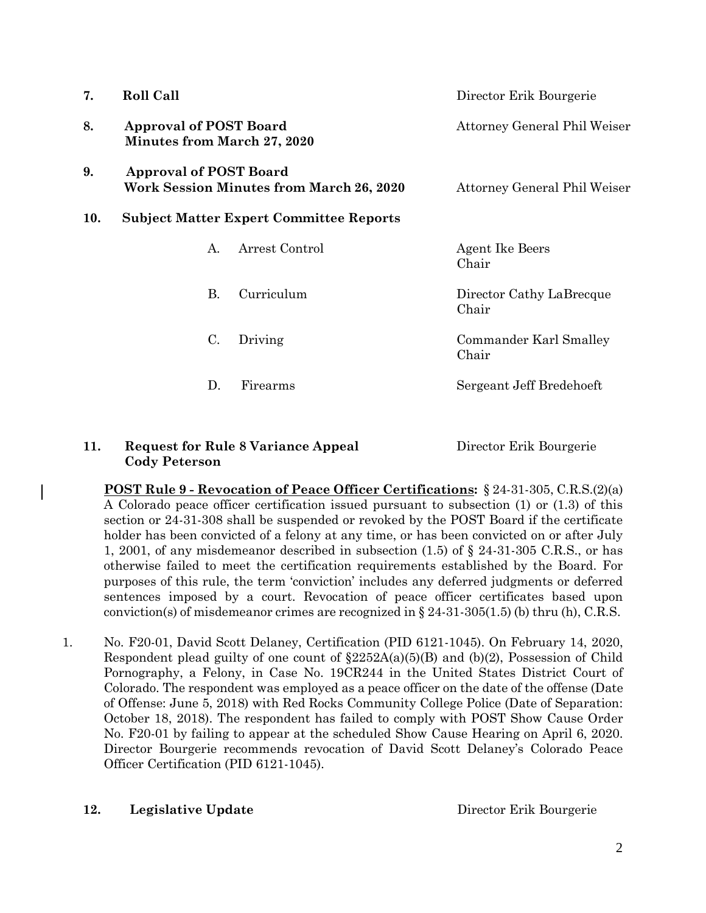**7. Roll Call** Director Erik Bourgerie

**8. Approval of POST Board Minutes from March 27, 2020** Attorney General Phil Weiser

**9. Approval of POST Board Work Session Minutes from March 26, 2020** Attorney General Phil Weiser

**10. Subject Matter Expert Committee Reports**

| | | |
|---|---|---|
| A. | Arrest Control | Agent Ike Beers<br>Chair |
| B. | Curriculum | Director Cathy LaBrecque<br>Chair |
| C. | Driving | Commander Karl Smalley<br>Chair |
| D. | Firearms | Sergeant Jeff Bredehoeft |

**11. Request for Rule 8 Variance Appeal Cody Peterson** Director Erik Bourgerie

**POST Rule 9 - Revocation of Peace Officer Certifications:** § 24-31-305, C.R.S.(2)(a) A Colorado peace officer certification issued pursuant to subsection (1) or (1.3) of this section or 24-31-308 shall be suspended or revoked by the POST Board if the certificate holder has been convicted of a felony at any time, or has been convicted on or after July 1, 2001, of any misdemeanor described in subsection (1.5) of § 24-31-305 C.R.S., or has otherwise failed to meet the certification requirements established by the Board. For purposes of this rule, the term 'conviction' includes any deferred judgments or deferred sentences imposed by a court. Revocation of peace officer certificates based upon conviction(s) of misdemeanor crimes are recognized in § 24-31-305(1.5) (b) thru (h), C.R.S.

1. No. F20-01, David Scott Delaney, Certification (PID 6121-1045). On February 14, 2020, Respondent plead guilty of one count of §2252A(a)(5)(B) and (b)(2), Possession of Child Pornography, a Felony, in Case No. 19CR244 in the United States District Court of Colorado. The respondent was employed as a peace officer on the date of the offense (Date of Offense: June 5, 2018) with Red Rocks Community College Police (Date of Separation: October 18, 2018). The respondent has failed to comply with POST Show Cause Order No. F20-01 by failing to appear at the scheduled Show Cause Hearing on April 6, 2020. Director Bourgerie recommends revocation of David Scott Delaney's Colorado Peace Officer Certification (PID 6121-1045).

**12. Legislative Update** Director Erik Bourgerie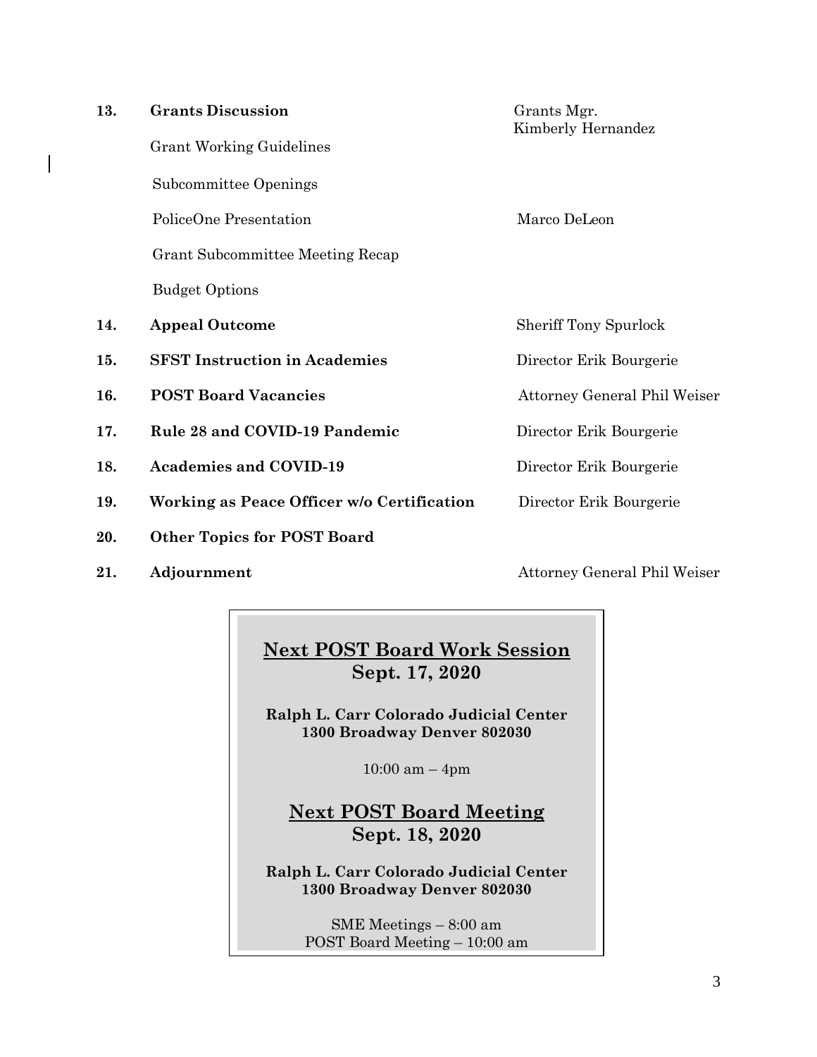| | | |
|---|---|---|
| **13.** | **Grants Discussion** | Grants Mgr. Kimberly Hernandez |
| | Grant Working Guidelines | |
| | Subcommittee Openings | |
| | PoliceOne Presentation | Marco DeLeon |
| | Grant Subcommittee Meeting Recap | |
| | Budget Options | |
| **14.** | **Appeal Outcome** | Sheriff Tony Spurlock |
| **15.** | **SFST Instruction in Academies** | Director Erik Bourgerie |
| **16.** | **POST Board Vacancies** | Attorney General Phil Weiser |
| **17.** | **Rule 28 and COVID-19 Pandemic** | Director Erik Bourgerie |
| **18.** | **Academies and COVID-19** | Director Erik Bourgerie |
| **19.** | **Working as Peace Officer w/o Certification** | Director Erik Bourgerie |
| **20.** | **Other Topics for POST Board** | |
| **21.** | **Adjournment** | Attorney General Phil Weiser |

## Next POST Board Work Session
**Sept. 17, 2020**

**Ralph L. Carr Colorado Judicial Center**
**1300 Broadway Denver 802030**

10:00 am – 4pm

## Next POST Board Meeting
**Sept. 18, 2020**

**Ralph L. Carr Colorado Judicial Center**
**1300 Broadway Denver 802030**

SME Meetings – 8:00 am
POST Board Meeting – 10:00 am